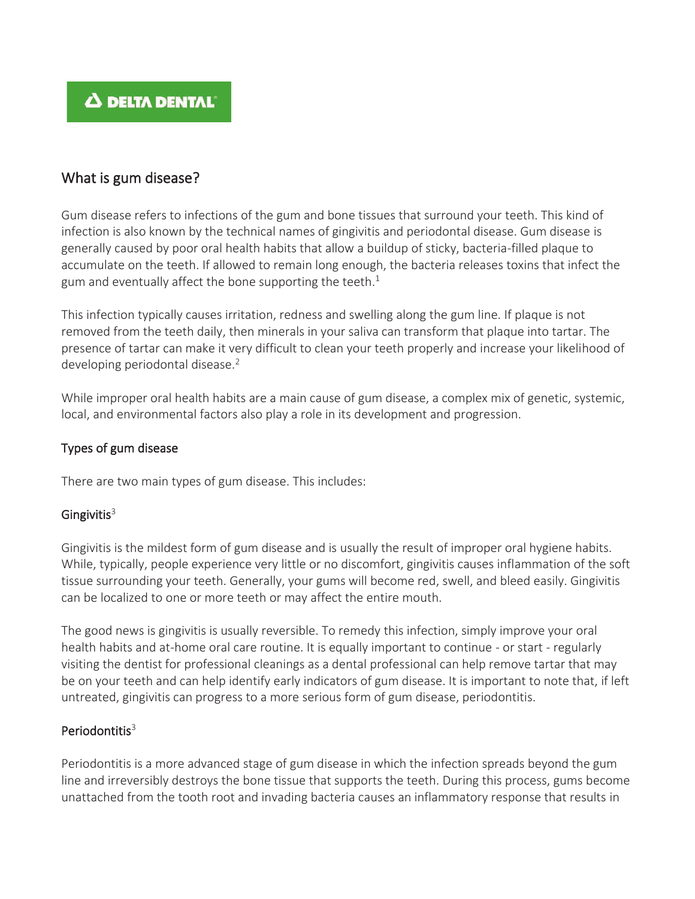DELTA DENTAL

## What is gum disease?

Gum disease refers to infections of the gum and bone tissues that surround your teeth. This kind of infection is also known by the technical names of gingivitis and periodontal disease. Gum disease is generally caused by poor oral health habits that allow a buildup of sticky, bacteria-filled plaque to accumulate on the teeth. If allowed to remain long enough, the bacteria releases toxins that infect the gum and eventually affect the bone supporting the teeth.[1]

This infection typically causes irritation, redness and swelling along the gum line. If plaque is not removed from the teeth daily, then minerals in your saliva can transform that plaque into tartar. The presence of tartar can make it very difficult to clean your teeth properly and increase your likelihood of developing periodontal disease.[2]

While improper oral health habits are a main cause of gum disease, a complex mix of genetic, systemic, local, and environmental factors also play a role in its development and progression.

### Types of gum disease

There are two main types of gum disease. This includes:

### Gingivitis[3]

Gingivitis is the mildest form of gum disease and is usually the result of improper oral hygiene habits. While, typically, people experience very little or no discomfort, gingivitis causes inflammation of the soft tissue surrounding your teeth. Generally, your gums will become red, swell, and bleed easily. Gingivitis can be localized to one or more teeth or may affect the entire mouth.

The good news is gingivitis is usually reversible. To remedy this infection, simply improve your oral health habits and at-home oral care routine. It is equally important to continue - or start - regularly visiting the dentist for professional cleanings as a dental professional can help remove tartar that may be on your teeth and can help identify early indicators of gum disease. It is important to note that, if left untreated, gingivitis can progress to a more serious form of gum disease, periodontitis.

### Periodontitis[3]

Periodontitis is a more advanced stage of gum disease in which the infection spreads beyond the gum line and irreversibly destroys the bone tissue that supports the teeth. During this process, gums become unattached from the tooth root and invading bacteria causes an inflammatory response that results in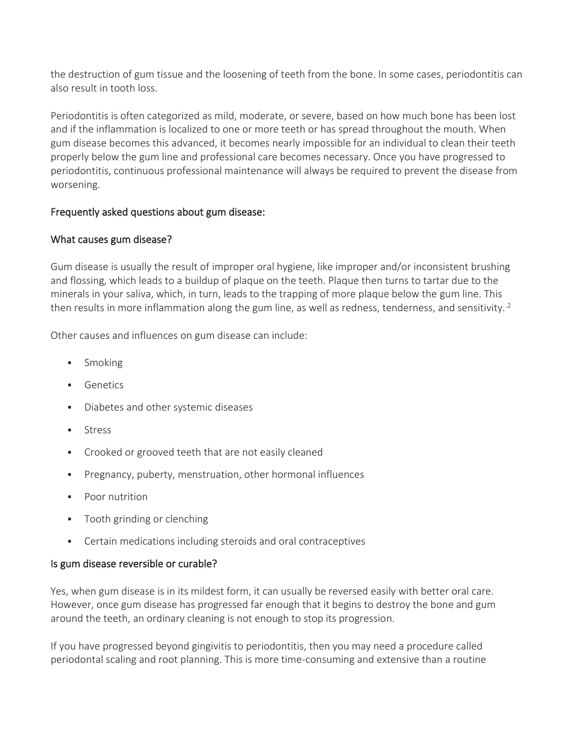the destruction of gum tissue and the loosening of teeth from the bone. In some cases, periodontitis can also result in tooth loss.

Periodontitis is often categorized as mild, moderate, or severe, based on how much bone has been lost and if the inflammation is localized to one or more teeth or has spread throughout the mouth. When gum disease becomes this advanced, it becomes nearly impossible for an individual to clean their teeth properly below the gum line and professional care becomes necessary. Once you have progressed to periodontitis, continuous professional maintenance will always be required to prevent the disease from worsening.

## Frequently asked questions about gum disease:

### What causes gum disease?

Gum disease is usually the result of improper oral hygiene, like improper and/or inconsistent brushing and flossing, which leads to a buildup of plaque on the teeth. Plaque then turns to tartar due to the minerals in your saliva, which, in turn, leads to the trapping of more plaque below the gum line. This then results in more inflammation along the gum line, as well as redness, tenderness, and sensitivity.[2]

Other causes and influences on gum disease can include:

- Smoking
- Genetics
- Diabetes and other systemic diseases
- Stress
- Crooked or grooved teeth that are not easily cleaned
- Pregnancy, puberty, menstruation, other hormonal influences
- Poor nutrition
- Tooth grinding or clenching
- Certain medications including steroids and oral contraceptives

### Is gum disease reversible or curable?

Yes, when gum disease is in its mildest form, it can usually be reversed easily with better oral care. However, once gum disease has progressed far enough that it begins to destroy the bone and gum around the teeth, an ordinary cleaning is not enough to stop its progression.

If you have progressed beyond gingivitis to periodontitis, then you may need a procedure called periodontal scaling and root planning. This is more time-consuming and extensive than a routine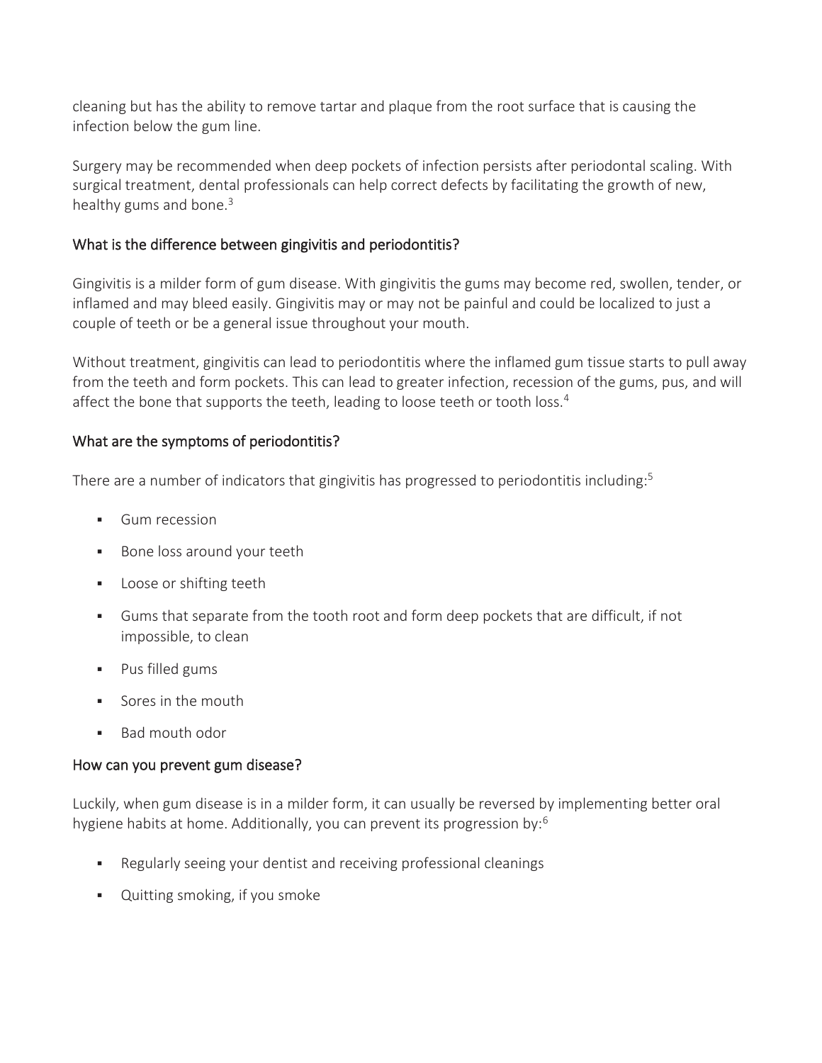cleaning but has the ability to remove tartar and plaque from the root surface that is causing the infection below the gum line.

Surgery may be recommended when deep pockets of infection persists after periodontal scaling. With surgical treatment, dental professionals can help correct defects by facilitating the growth of new, healthy gums and bone.[3]

## What is the difference between gingivitis and periodontitis?

Gingivitis is a milder form of gum disease. With gingivitis the gums may become red, swollen, tender, or inflamed and may bleed easily. Gingivitis may or may not be painful and could be localized to just a couple of teeth or be a general issue throughout your mouth.

Without treatment, gingivitis can lead to periodontitis where the inflamed gum tissue starts to pull away from the teeth and form pockets. This can lead to greater infection, recession of the gums, pus, and will affect the bone that supports the teeth, leading to loose teeth or tooth loss.[4]

## What are the symptoms of periodontitis?

There are a number of indicators that gingivitis has progressed to periodontitis including:[5]

- Gum recession
- Bone loss around your teeth
- Loose or shifting teeth
- Gums that separate from the tooth root and form deep pockets that are difficult, if not impossible, to clean
- Pus filled gums
- Sores in the mouth
- Bad mouth odor

## How can you prevent gum disease?

Luckily, when gum disease is in a milder form, it can usually be reversed by implementing better oral hygiene habits at home. Additionally, you can prevent its progression by:[6]

- Regularly seeing your dentist and receiving professional cleanings
- Quitting smoking, if you smoke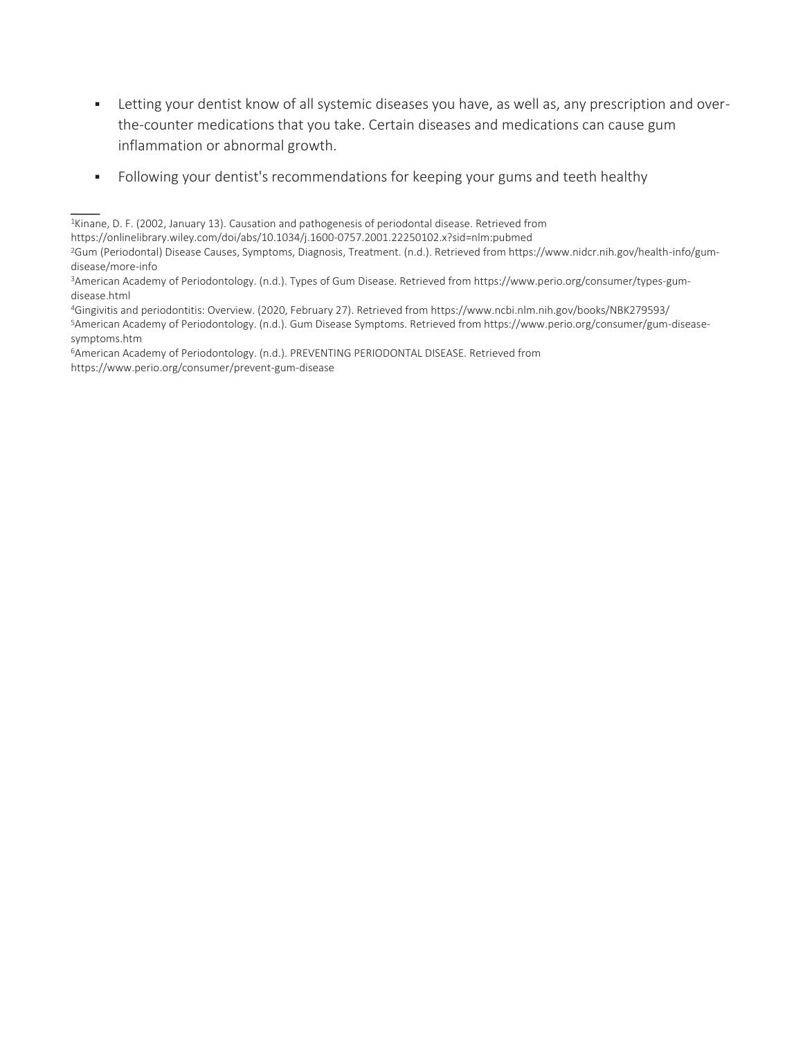- Letting your dentist know of all systemic diseases you have, as well as, any prescription and over-the-counter medications that you take. Certain diseases and medications can cause gum inflammation or abnormal growth.
- Following your dentist's recommendations for keeping your gums and teeth healthy

---

[1]Kinane, D. F. (2002, January 13). Causation and pathogenesis of periodontal disease. Retrieved from https://onlinelibrary.wiley.com/doi/abs/10.1034/j.1600-0757.2001.22250102.x?sid=nlm:pubmed

[2]Gum (Periodontal) Disease Causes, Symptoms, Diagnosis, Treatment. (n.d.). Retrieved from https://www.nidcr.nih.gov/health-info/gum-disease/more-info

[3]American Academy of Periodontology. (n.d.). Types of Gum Disease. Retrieved from https://www.perio.org/consumer/types-gum-disease.html

[4]Gingivitis and periodontitis: Overview. (2020, February 27). Retrieved from https://www.ncbi.nlm.nih.gov/books/NBK279593/

[5]American Academy of Periodontology. (n.d.). Gum Disease Symptoms. Retrieved from https://www.perio.org/consumer/gum-disease-symptoms.htm

[6]American Academy of Periodontology. (n.d.). PREVENTING PERIODONTAL DISEASE. Retrieved from https://www.perio.org/consumer/prevent-gum-disease